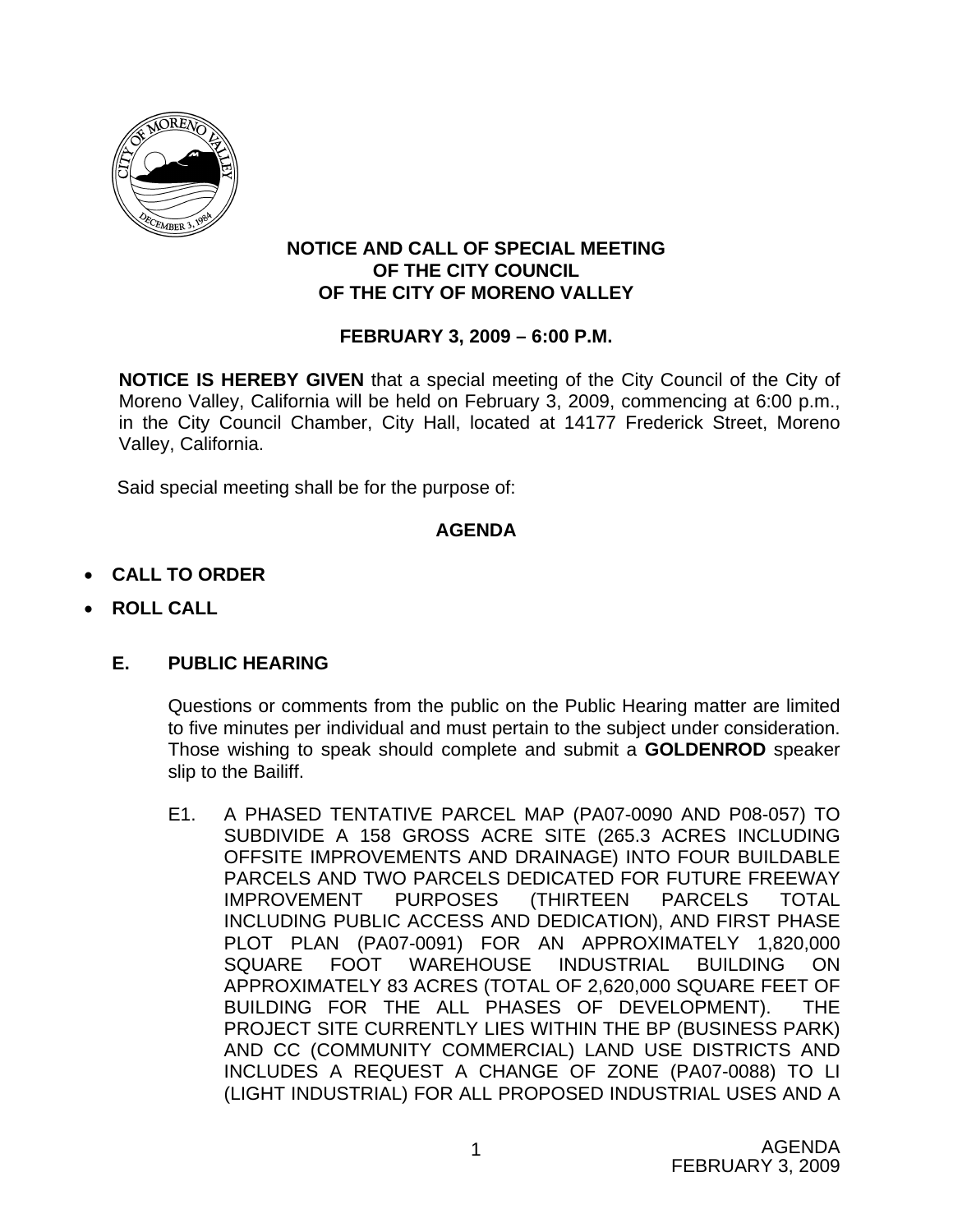**NOTICE AND CALL OF SPECIAL MEETING**
**OF THE CITY COUNCIL**
**OF THE CITY OF MORENO VALLEY**

**FEBRUARY 3, 2009 – 6:00 P.M.**

**NOTICE IS HEREBY GIVEN** that a special meeting of the City Council of the City of Moreno Valley, California will be held on February 3, 2009, commencing at 6:00 p.m., in the City Council Chamber, City Hall, located at 14177 Frederick Street, Moreno Valley, California.

Said special meeting shall be for the purpose of:

**AGENDA**

- **CALL TO ORDER**
- **ROLL CALL**

**E. PUBLIC HEARING**

Questions or comments from the public on the Public Hearing matter are limited to five minutes per individual and must pertain to the subject under consideration. Those wishing to speak should complete and submit a **GOLDENROD** speaker slip to the Bailiff.

E1. A PHASED TENTATIVE PARCEL MAP (PA07-0090 AND P08-057) TO SUBDIVIDE A 158 GROSS ACRE SITE (265.3 ACRES INCLUDING OFFSITE IMPROVEMENTS AND DRAINAGE) INTO FOUR BUILDABLE PARCELS AND TWO PARCELS DEDICATED FOR FUTURE FREEWAY IMPROVEMENT PURPOSES (THIRTEEN PARCELS TOTAL INCLUDING PUBLIC ACCESS AND DEDICATION), AND FIRST PHASE PLOT PLAN (PA07-0091) FOR AN APPROXIMATELY 1,820,000 SQUARE FOOT WAREHOUSE INDUSTRIAL BUILDING ON APPROXIMATELY 83 ACRES (TOTAL OF 2,620,000 SQUARE FEET OF BUILDING FOR THE ALL PHASES OF DEVELOPMENT). THE PROJECT SITE CURRENTLY LIES WITHIN THE BP (BUSINESS PARK) AND CC (COMMUNITY COMMERCIAL) LAND USE DISTRICTS AND INCLUDES A REQUEST A CHANGE OF ZONE (PA07-0088) TO LI (LIGHT INDUSTRIAL) FOR ALL PROPOSED INDUSTRIAL USES AND A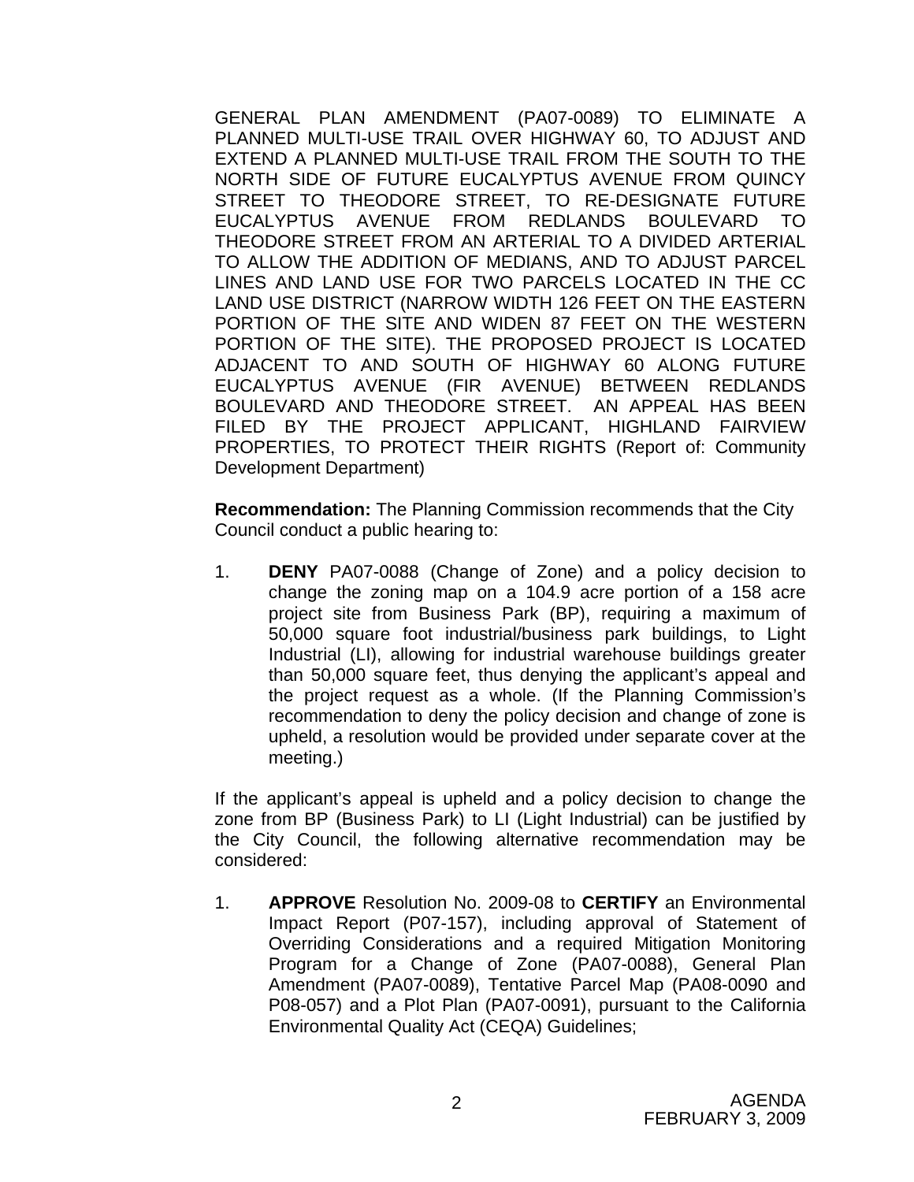GENERAL PLAN AMENDMENT (PA07-0089) TO ELIMINATE A PLANNED MULTI-USE TRAIL OVER HIGHWAY 60, TO ADJUST AND EXTEND A PLANNED MULTI-USE TRAIL FROM THE SOUTH TO THE NORTH SIDE OF FUTURE EUCALYPTUS AVENUE FROM QUINCY STREET TO THEODORE STREET, TO RE-DESIGNATE FUTURE EUCALYPTUS AVENUE FROM REDLANDS BOULEVARD TO THEODORE STREET FROM AN ARTERIAL TO A DIVIDED ARTERIAL TO ALLOW THE ADDITION OF MEDIANS, AND TO ADJUST PARCEL LINES AND LAND USE FOR TWO PARCELS LOCATED IN THE CC LAND USE DISTRICT (NARROW WIDTH 126 FEET ON THE EASTERN PORTION OF THE SITE AND WIDEN 87 FEET ON THE WESTERN PORTION OF THE SITE). THE PROPOSED PROJECT IS LOCATED ADJACENT TO AND SOUTH OF HIGHWAY 60 ALONG FUTURE EUCALYPTUS AVENUE (FIR AVENUE) BETWEEN REDLANDS BOULEVARD AND THEODORE STREET. AN APPEAL HAS BEEN FILED BY THE PROJECT APPLICANT, HIGHLAND FAIRVIEW PROPERTIES, TO PROTECT THEIR RIGHTS (Report of: Community Development Department)

**Recommendation:** The Planning Commission recommends that the City Council conduct a public hearing to:

1. **DENY** PA07-0088 (Change of Zone) and a policy decision to change the zoning map on a 104.9 acre portion of a 158 acre project site from Business Park (BP), requiring a maximum of 50,000 square foot industrial/business park buildings, to Light Industrial (LI), allowing for industrial warehouse buildings greater than 50,000 square feet, thus denying the applicant's appeal and the project request as a whole. (If the Planning Commission's recommendation to deny the policy decision and change of zone is upheld, a resolution would be provided under separate cover at the meeting.)

If the applicant's appeal is upheld and a policy decision to change the zone from BP (Business Park) to LI (Light Industrial) can be justified by the City Council, the following alternative recommendation may be considered:

1. **APPROVE** Resolution No. 2009-08 to **CERTIFY** an Environmental Impact Report (P07-157), including approval of Statement of Overriding Considerations and a required Mitigation Monitoring Program for a Change of Zone (PA07-0088), General Plan Amendment (PA07-0089), Tentative Parcel Map (PA08-0090 and P08-057) and a Plot Plan (PA07-0091), pursuant to the California Environmental Quality Act (CEQA) Guidelines;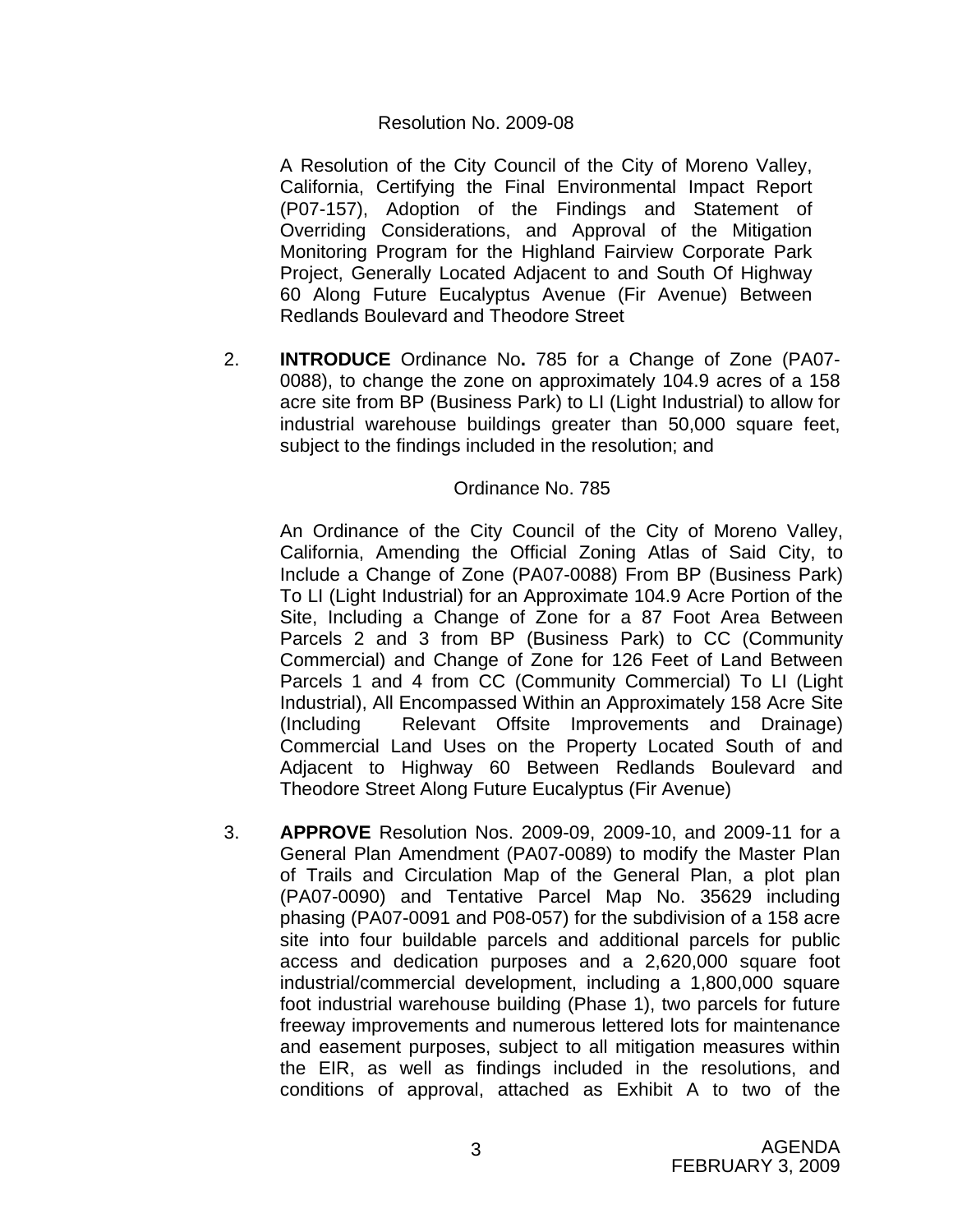Resolution No. 2009-08

A Resolution of the City Council of the City of Moreno Valley, California, Certifying the Final Environmental Impact Report (P07-157), Adoption of the Findings and Statement of Overriding Considerations, and Approval of the Mitigation Monitoring Program for the Highland Fairview Corporate Park Project, Generally Located Adjacent to and South Of Highway 60 Along Future Eucalyptus Avenue (Fir Avenue) Between Redlands Boulevard and Theodore Street

2. **INTRODUCE** Ordinance No**.** 785 for a Change of Zone (PA07-0088), to change the zone on approximately 104.9 acres of a 158 acre site from BP (Business Park) to LI (Light Industrial) to allow for industrial warehouse buildings greater than 50,000 square feet, subject to the findings included in the resolution; and

   Ordinance No. 785

   An Ordinance of the City Council of the City of Moreno Valley, California, Amending the Official Zoning Atlas of Said City, to Include a Change of Zone (PA07-0088) From BP (Business Park) To LI (Light Industrial) for an Approximate 104.9 Acre Portion of the Site, Including a Change of Zone for a 87 Foot Area Between Parcels 2 and 3 from BP (Business Park) to CC (Community Commercial) and Change of Zone for 126 Feet of Land Between Parcels 1 and 4 from CC (Community Commercial) To LI (Light Industrial), All Encompassed Within an Approximately 158 Acre Site (Including Relevant Offsite Improvements and Drainage) Commercial Land Uses on the Property Located South of and Adjacent to Highway 60 Between Redlands Boulevard and Theodore Street Along Future Eucalyptus (Fir Avenue)

3. **APPROVE** Resolution Nos. 2009-09, 2009-10, and 2009-11 for a General Plan Amendment (PA07-0089) to modify the Master Plan of Trails and Circulation Map of the General Plan, a plot plan (PA07-0090) and Tentative Parcel Map No. 35629 including phasing (PA07-0091 and P08-057) for the subdivision of a 158 acre site into four buildable parcels and additional parcels for public access and dedication purposes and a 2,620,000 square foot industrial/commercial development, including a 1,800,000 square foot industrial warehouse building (Phase 1), two parcels for future freeway improvements and numerous lettered lots for maintenance and easement purposes, subject to all mitigation measures within the EIR, as well as findings included in the resolutions, and conditions of approval, attached as Exhibit A to two of the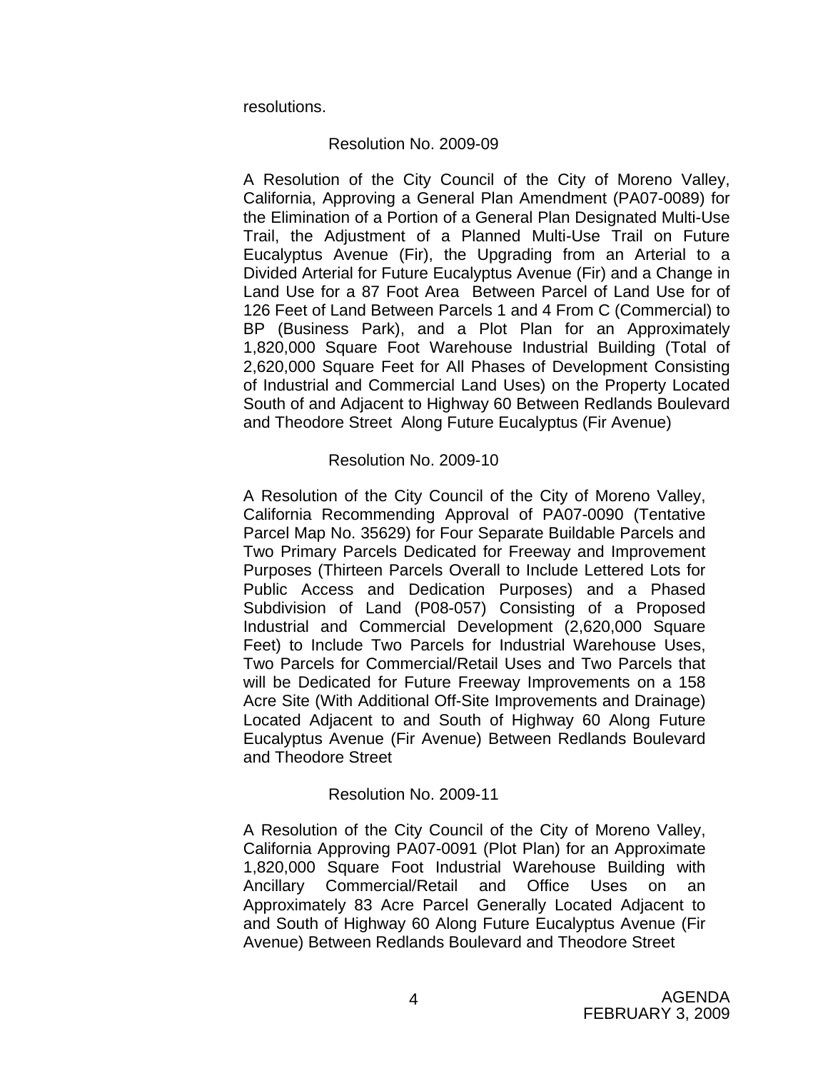resolutions.

Resolution No. 2009-09

A Resolution of the City Council of the City of Moreno Valley, California, Approving a General Plan Amendment (PA07-0089) for the Elimination of a Portion of a General Plan Designated Multi-Use Trail, the Adjustment of a Planned Multi-Use Trail on Future Eucalyptus Avenue (Fir), the Upgrading from an Arterial to a Divided Arterial for Future Eucalyptus Avenue (Fir) and a Change in Land Use for a 87 Foot Area Between Parcel of Land Use for of 126 Feet of Land Between Parcels 1 and 4 From C (Commercial) to BP (Business Park), and a Plot Plan for an Approximately 1,820,000 Square Foot Warehouse Industrial Building (Total of 2,620,000 Square Feet for All Phases of Development Consisting of Industrial and Commercial Land Uses) on the Property Located South of and Adjacent to Highway 60 Between Redlands Boulevard and Theodore Street Along Future Eucalyptus (Fir Avenue)

Resolution No. 2009-10

A Resolution of the City Council of the City of Moreno Valley, California Recommending Approval of PA07-0090 (Tentative Parcel Map No. 35629) for Four Separate Buildable Parcels and Two Primary Parcels Dedicated for Freeway and Improvement Purposes (Thirteen Parcels Overall to Include Lettered Lots for Public Access and Dedication Purposes) and a Phased Subdivision of Land (P08-057) Consisting of a Proposed Industrial and Commercial Development (2,620,000 Square Feet) to Include Two Parcels for Industrial Warehouse Uses, Two Parcels for Commercial/Retail Uses and Two Parcels that will be Dedicated for Future Freeway Improvements on a 158 Acre Site (With Additional Off-Site Improvements and Drainage) Located Adjacent to and South of Highway 60 Along Future Eucalyptus Avenue (Fir Avenue) Between Redlands Boulevard and Theodore Street

Resolution No. 2009-11

A Resolution of the City Council of the City of Moreno Valley, California Approving PA07-0091 (Plot Plan) for an Approximate 1,820,000 Square Foot Industrial Warehouse Building with Ancillary Commercial/Retail and Office Uses on an Approximately 83 Acre Parcel Generally Located Adjacent to and South of Highway 60 Along Future Eucalyptus Avenue (Fir Avenue) Between Redlands Boulevard and Theodore Street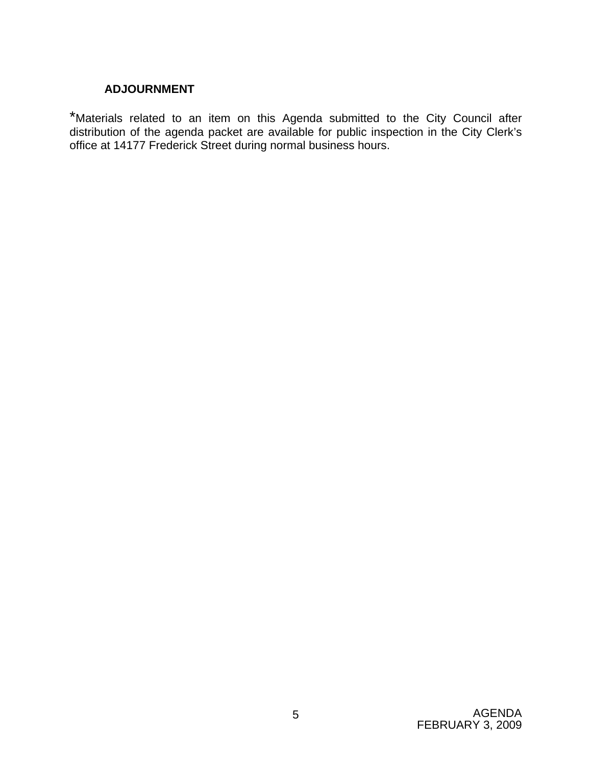**ADJOURNMENT**

*Materials related to an item on this Agenda submitted to the City Council after distribution of the agenda packet are available for public inspection in the City Clerk's office at 14177 Frederick Street during normal business hours.